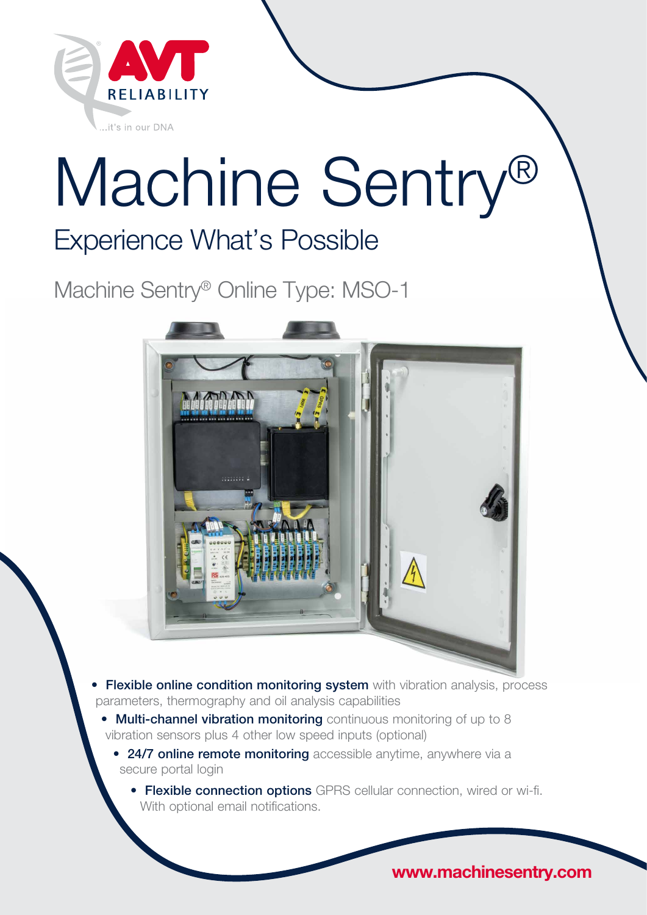AVT RELIABILITY

...it's in our DNA

# Machine Sentry®

## Experience What's Possible

### Machine Sentry® Online Type: MSO-1

- **Flexible online condition monitoring system** with vibration analysis, process parameters, thermography and oil analysis capabilities
- **Multi-channel vibration monitoring** continuous monitoring of up to 8 vibration sensors plus 4 other low speed inputs (optional)
- **24/7 online remote monitoring** accessible anytime, anywhere via a secure portal login
- **Flexible connection options** GPRS cellular connection, wired or wi-fi. With optional email notifications.

**www.machinesentry.com**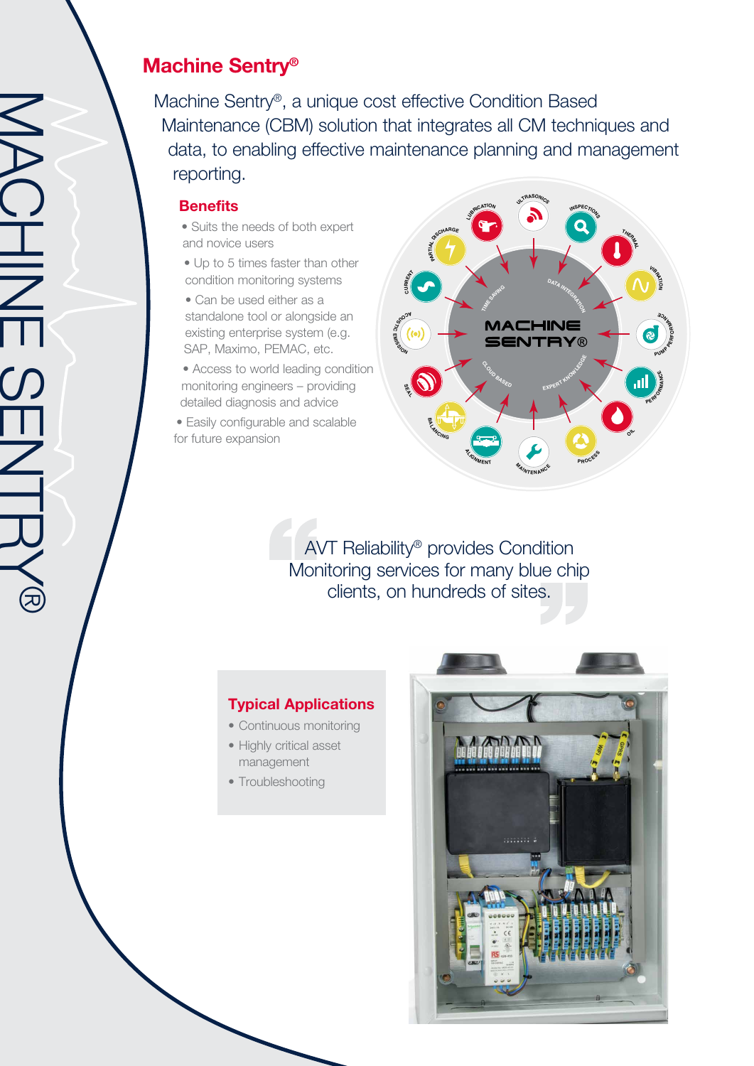## Machine Sentry®

Machine Sentry®, a unique cost effective Condition Based Maintenance (CBM) solution that integrates all CM techniques and data, to enabling effective maintenance planning and management reporting.

### Benefits

- Suits the needs of both expert and novice users
- Up to 5 times faster than other condition monitoring systems
- Can be used either as a standalone tool or alongside an existing enterprise system (e.g. SAP, Maximo, PEMAC, etc.
- Access to world leading condition monitoring engineers – providing detailed diagnosis and advice
- Easily configurable and scalable for future expansion

> AVT Reliability® provides Condition Monitoring services for many blue chip clients, on hundreds of sites.

### Typical Applications

- Continuous monitoring
- Highly critical asset management
- Troubleshooting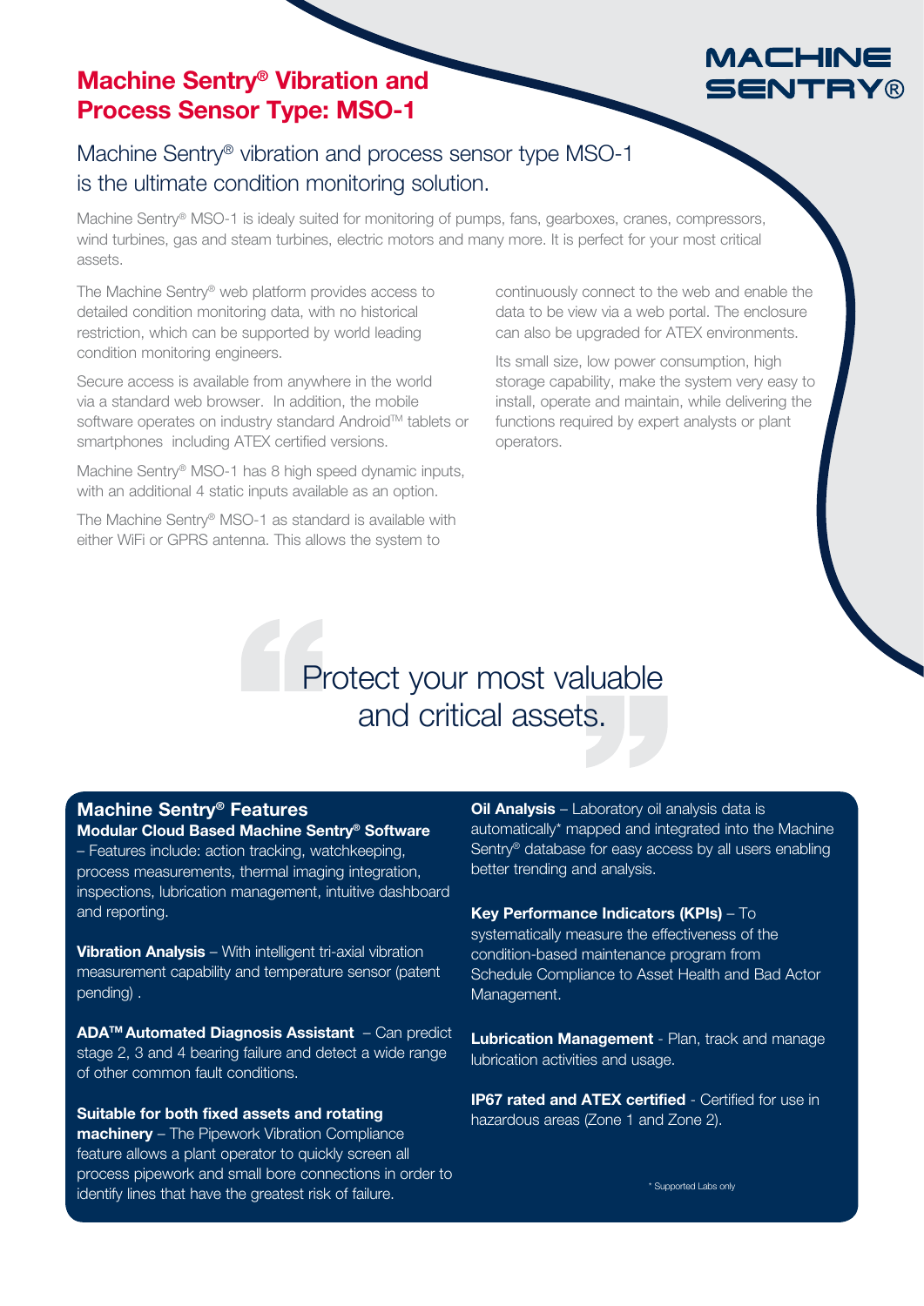# Machine Sentry® Vibration and Process Sensor Type: MSO-1

MACHINE SENTRY®

## Machine Sentry® vibration and process sensor type MSO-1 is the ultimate condition monitoring solution.

Machine Sentry® MSO-1 is idealy suited for monitoring of pumps, fans, gearboxes, cranes, compressors, wind turbines, gas and steam turbines, electric motors and many more. It is perfect for your most critical assets.

The Machine Sentry® web platform provides access to detailed condition monitoring data, with no historical restriction, which can be supported by world leading condition monitoring engineers.

Secure access is available from anywhere in the world via a standard web browser. In addition, the mobile software operates on industry standard Android™ tablets or smartphones including ATEX certified versions.

Machine Sentry® MSO-1 has 8 high speed dynamic inputs, with an additional 4 static inputs available as an option.

The Machine Sentry® MSO-1 as standard is available with either WiFi or GPRS antenna. This allows the system to continuously connect to the web and enable the data to be view via a web portal. The enclosure can also be upgraded for ATEX environments.

Its small size, low power consumption, high storage capability, make the system very easy to install, operate and maintain, while delivering the functions required by expert analysts or plant operators.

> Protect your most valuable and critical assets.

## Machine Sentry® Features

**Modular Cloud Based Machine Sentry® Software** – Features include: action tracking, watchkeeping, process measurements, thermal imaging integration, inspections, lubrication management, intuitive dashboard and reporting.

**Vibration Analysis** – With intelligent tri-axial vibration measurement capability and temperature sensor (patent pending) .

**ADA™ Automated Diagnosis Assistant** – Can predict stage 2, 3 and 4 bearing failure and detect a wide range of other common fault conditions.

**Suitable for both fixed assets and rotating machinery** – The Pipework Vibration Compliance feature allows a plant operator to quickly screen all process pipework and small bore connections in order to identify lines that have the greatest risk of failure.

**Oil Analysis** – Laboratory oil analysis data is automatically* mapped and integrated into the Machine Sentry® database for easy access by all users enabling better trending and analysis.

**Key Performance Indicators (KPIs)** – To systematically measure the effectiveness of the condition-based maintenance program from Schedule Compliance to Asset Health and Bad Actor Management.

**Lubrication Management** - Plan, track and manage lubrication activities and usage.

**IP67 rated and ATEX certified** - Certified for use in hazardous areas (Zone 1 and Zone 2).

\* Supported Labs only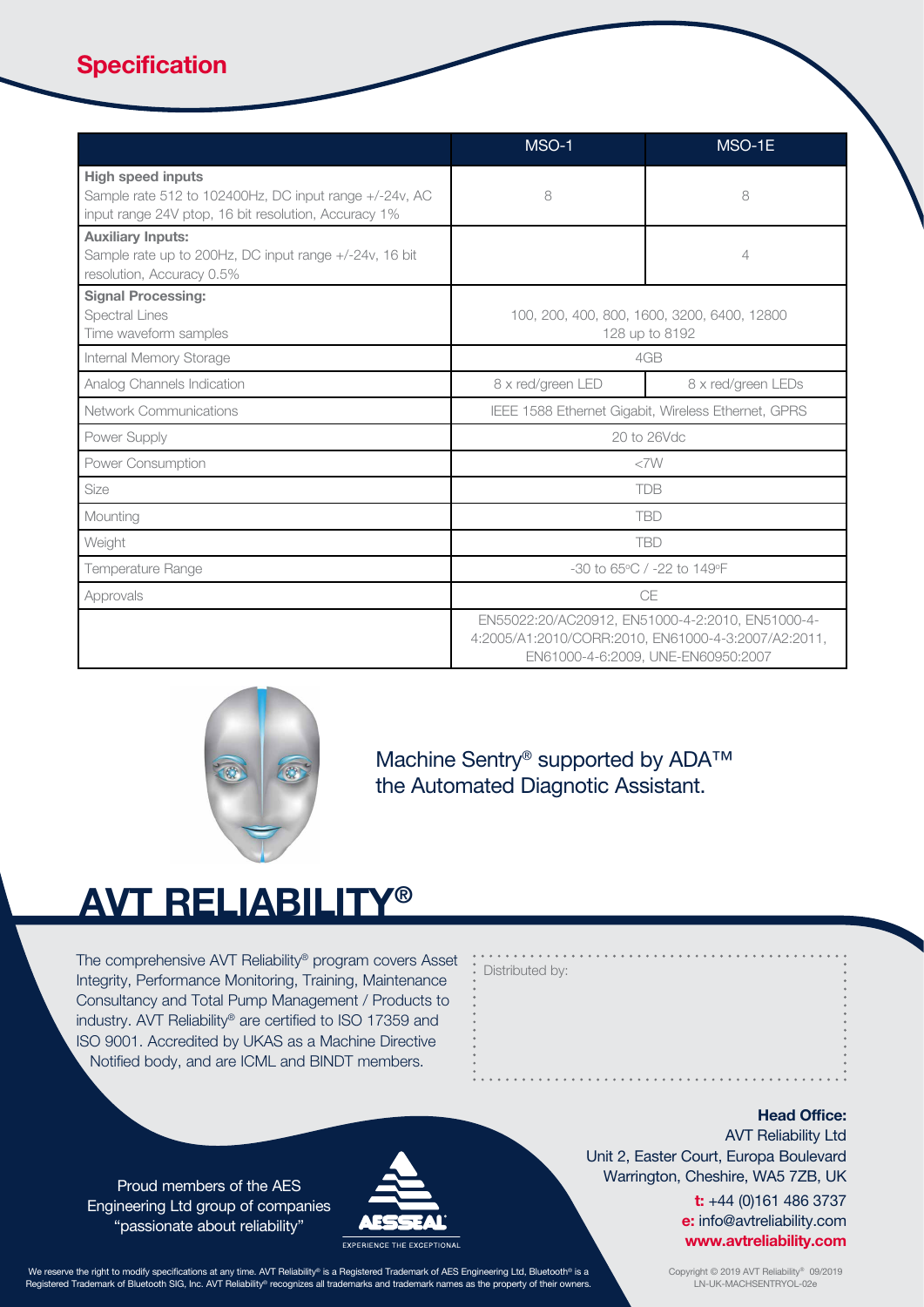## Specification

| | MSO-1 | MSO-1E |
|---|---|---|
| **High speed inputs**<br>Sample rate 512 to 102400Hz, DC input range +/-24v, AC input range 24V ptop, 16 bit resolution, Accuracy 1% | 8 | 8 |
| **Auxiliary Inputs:**<br>Sample rate up to 200Hz, DC input range +/-24v, 16 bit resolution, Accuracy 0.5% | | 4 |
| **Signal Processing:**<br>Spectral Lines<br>Time waveform samples | 100, 200, 400, 800, 1600, 3200, 6400, 12800<br>128 up to 8192 | |
| Internal Memory Storage | 4GB | |
| Analog Channels Indication | 8 x red/green LED | 8 x red/green LEDs |
| Network Communications | IEEE 1588 Ethernet Gigabit, Wireless Ethernet, GPRS | |
| Power Supply | 20 to 26Vdc | |
| Power Consumption | <7W | |
| Size | TDB | |
| Mounting | TBD | |
| Weight | TBD | |
| Temperature Range | -30 to 65ºC / -22 to 149ºF | |
| Approvals | CE | |
| | EN55022:20/AC20912, EN51000-4-2:2010, EN51000-4-4:2005/A1:2010/CORR:2010, EN61000-4-3:2007/A2:2011, EN61000-4-6:2009, UNE-EN60950:2007 | |

Machine Sentry® supported by ADA™ the Automated Diagnotic Assistant.

# AVT RELIABILITY®

The comprehensive AVT Reliability® program covers Asset Integrity, Performance Monitoring, Training, Maintenance Consultancy and Total Pump Management / Products to industry. AVT Reliability® are certified to ISO 17359 and ISO 9001. Accredited by UKAS as a Machine Directive Notified body, and are ICML and BINDT members.

Distributed by:

**Head Office:**
AVT Reliability Ltd
Unit 2, Easter Court, Europa Boulevard
Warrington, Cheshire, WA5 7ZB, UK
**t:** +44 (0)161 486 3737
**e:** info@avtreliability.com
**www.avtreliability.com**

Proud members of the AES Engineering Ltd group of companies "passionate about reliability"

AESSEAL® EXPERIENCE THE EXCEPTIONAL

We reserve the right to modify specifications at any time. AVT Reliability® is a Registered Trademark of AES Engineering Ltd, Bluetooth® is a Registered Trademark of Bluetooth SIG, Inc. AVT Reliability® recognizes all trademarks and trademark names as the property of their owners.

Copyright © 2019 AVT Reliability® 09/2019
LN-UK-MACHSENTRYOL-02e